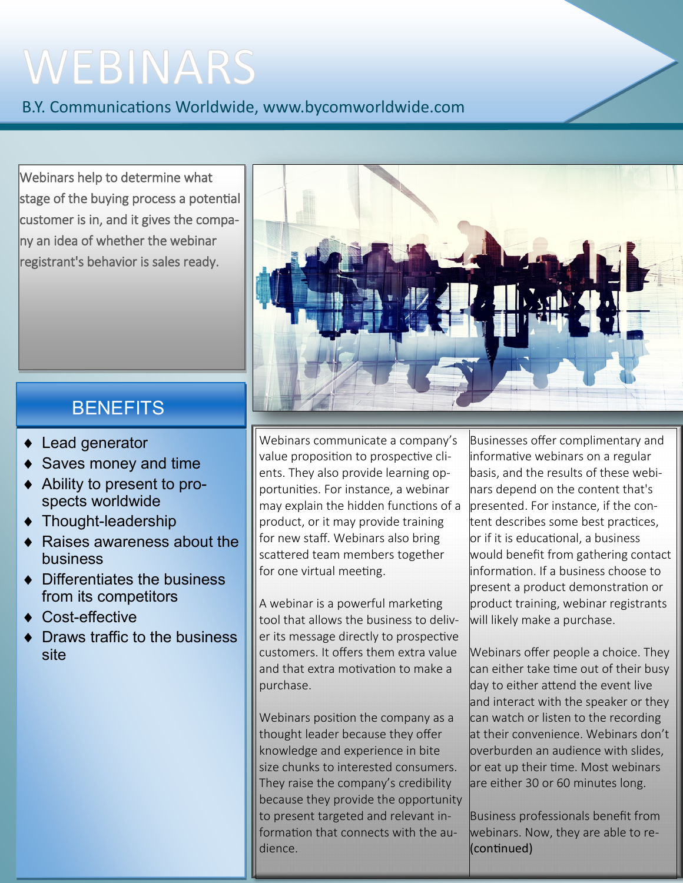# WEBINARS

B.Y. Communications Worldwide, www.bycomworldwide.com

Webinars help to determine what stage of the buying process a potential customer is in, and it gives the company an idea of whether the webinar registrant's behavior is sales ready.

## BENEFITS

- Lead generator
- Saves money and time
- Ability to present to prospects worldwide
- Thought-leadership
- Raises awareness about the business
- Differentiates the business from its competitors
- Cost-effective
- Draws traffic to the business site

Webinars communicate a company's value proposition to prospective clients. They also provide learning opportunities. For instance, a webinar may explain the hidden functions of a product, or it may provide training for new staff. Webinars also bring scattered team members together for one virtual meeting.

A webinar is a powerful marketing tool that allows the business to deliver its message directly to prospective customers. It offers them extra value and that extra motivation to make a purchase.

Webinars position the company as a thought leader because they offer knowledge and experience in bite size chunks to interested consumers. They raise the company's credibility because they provide the opportunity to present targeted and relevant information that connects with the audience.

Businesses offer complimentary and informative webinars on a regular basis, and the results of these webinars depend on the content that's presented. For instance, if the content describes some best practices, or if it is educational, a business would benefit from gathering contact information. If a business choose to present a product demonstration or product training, webinar registrants will likely make a purchase.

Webinars offer people a choice. They can either take time out of their busy day to either attend the event live and interact with the speaker or they can watch or listen to the recording at their convenience. Webinars don't overburden an audience with slides, or eat up their time. Most webinars are either 30 or 60 minutes long.

Business professionals benefit from webinars. Now, they are able to re- **(continued)**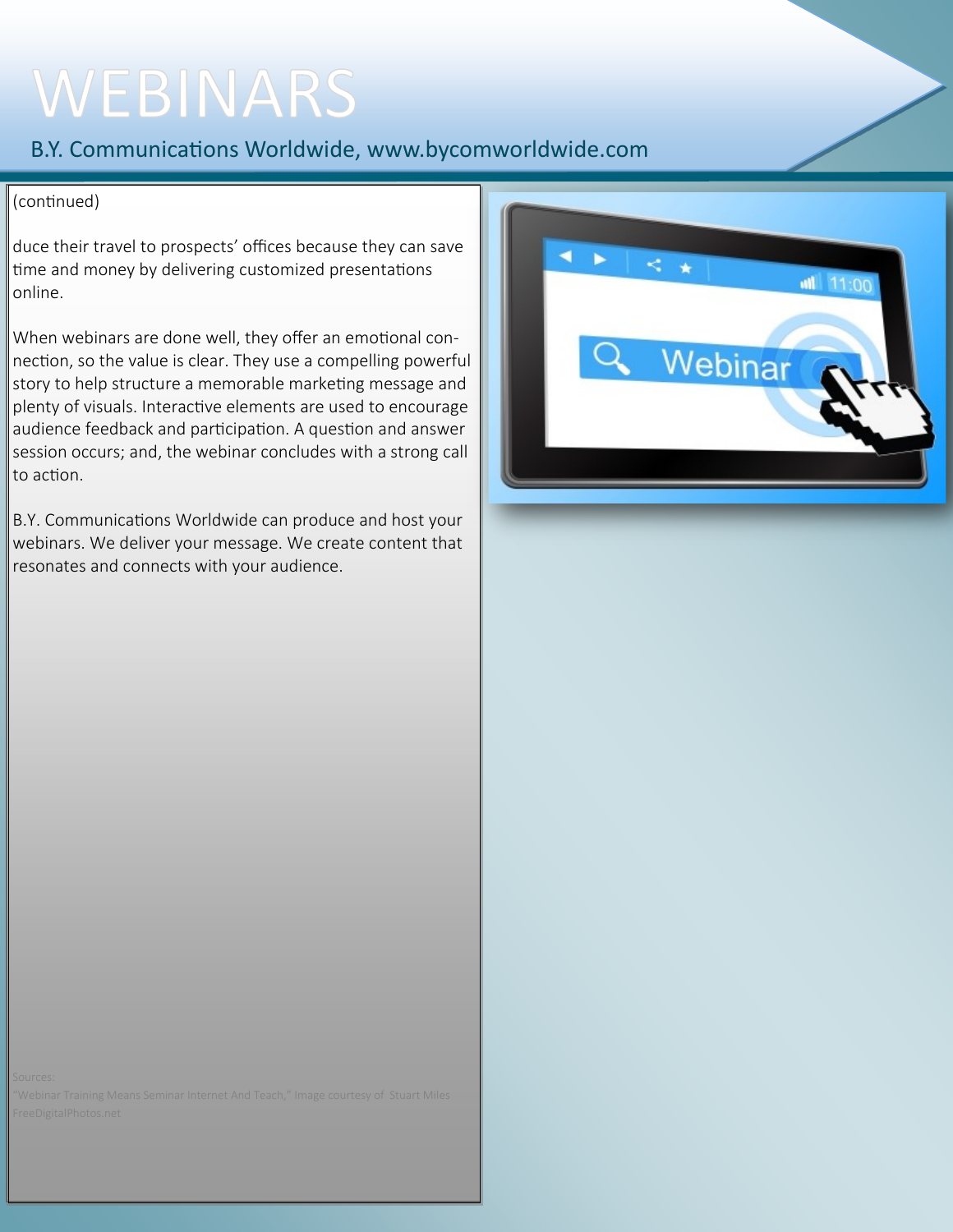# WEBINARS

B.Y. Communications Worldwide, www.bycomworldwide.com

(continued)

duce their travel to prospects' offices because they can save time and money by delivering customized presentations online.

When webinars are done well, they offer an emotional connection, so the value is clear. They use a compelling powerful story to help structure a memorable marketing message and plenty of visuals. Interactive elements are used to encourage audience feedback and participation. A question and answer session occurs; and, the webinar concludes with a strong call to action.

B.Y. Communications Worldwide can produce and host your webinars. We deliver your message. We create content that resonates and connects with your audience.

Sources:
"Webinar Training Means Seminar Internet And Teach," Image courtesy of Stuart Miles
FreeDigitalPhotos.net